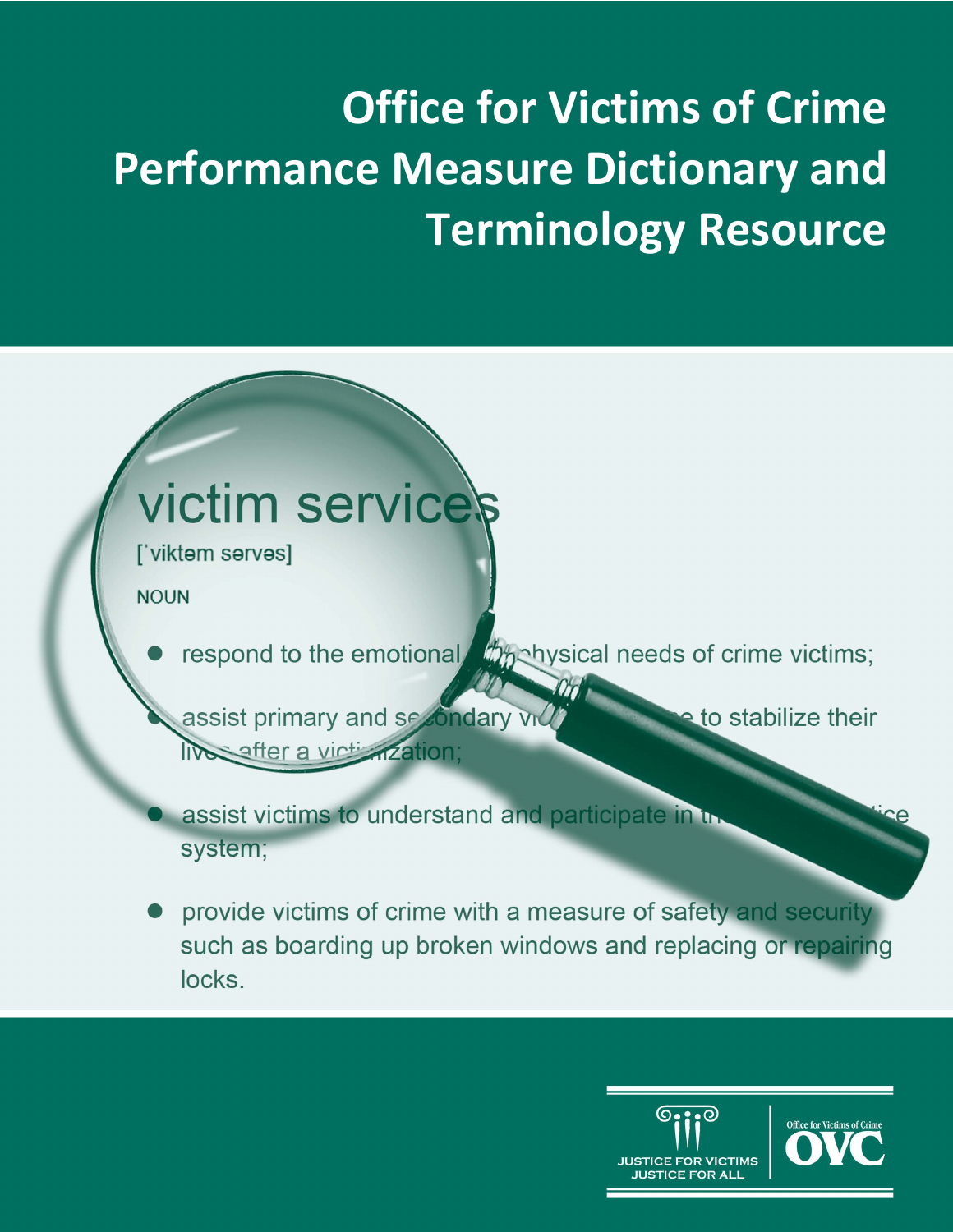# Office for Victims of Crime Performance Measure Dictionary and Terminology Resource

victim services

[ˈviktəm sərvəs]

NOUN

- respond to the emotional and physical needs of crime victims;
- assist primary and secondary victims of crime to stabilize their lives after a victimization;
- assist victims to understand and participate in the criminal justice system;
- provide victims of crime with a measure of safety and security such as boarding up broken windows and replacing or repairing locks.

JUSTICE FOR VICTIMS
JUSTICE FOR ALL

Office for Victims of Crime
OVC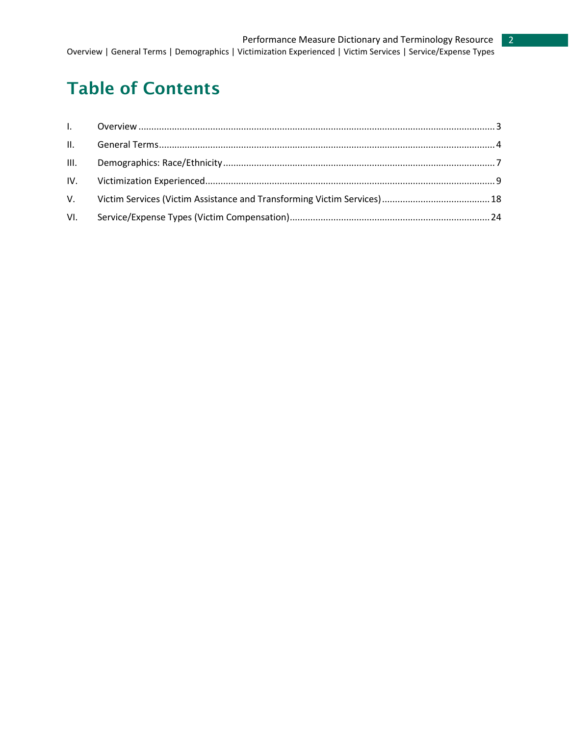# Table of Contents

| | | |
|---|---|---|
| I. | Overview | 3 |
| II. | General Terms | 4 |
| III. | Demographics: Race/Ethnicity | 7 |
| IV. | Victimization Experienced | 9 |
| V. | Victim Services (Victim Assistance and Transforming Victim Services) | 18 |
| VI. | Service/Expense Types (Victim Compensation) | 24 |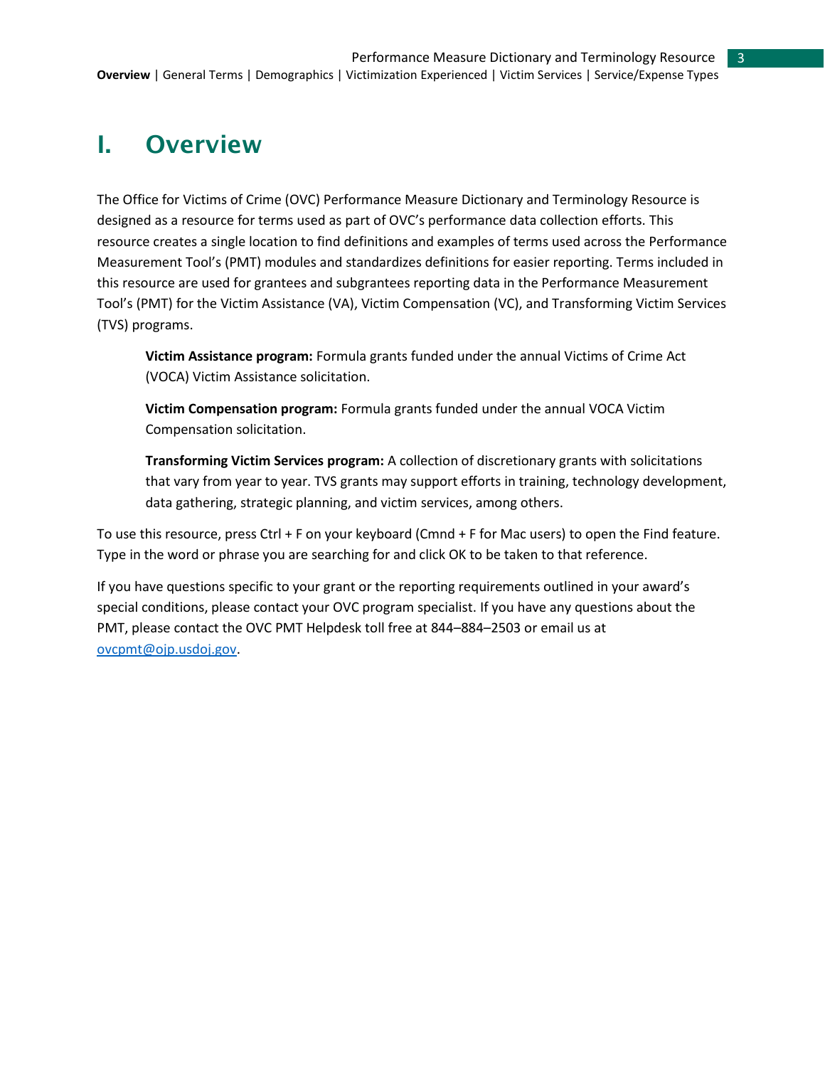# I. Overview

The Office for Victims of Crime (OVC) Performance Measure Dictionary and Terminology Resource is designed as a resource for terms used as part of OVC's performance data collection efforts. This resource creates a single location to find definitions and examples of terms used across the Performance Measurement Tool's (PMT) modules and standardizes definitions for easier reporting. Terms included in this resource are used for grantees and subgrantees reporting data in the Performance Measurement Tool's (PMT) for the Victim Assistance (VA), Victim Compensation (VC), and Transforming Victim Services (TVS) programs.

> **Victim Assistance program:** Formula grants funded under the annual Victims of Crime Act (VOCA) Victim Assistance solicitation.
>
> **Victim Compensation program:** Formula grants funded under the annual VOCA Victim Compensation solicitation.
>
> **Transforming Victim Services program:** A collection of discretionary grants with solicitations that vary from year to year. TVS grants may support efforts in training, technology development, data gathering, strategic planning, and victim services, among others.

To use this resource, press Ctrl + F on your keyboard (Cmnd + F for Mac users) to open the Find feature. Type in the word or phrase you are searching for and click OK to be taken to that reference.

If you have questions specific to your grant or the reporting requirements outlined in your award's special conditions, please contact your OVC program specialist. If you have any questions about the PMT, please contact the OVC PMT Helpdesk toll free at 844–884–2503 or email us at [ovcpmt@ojp.usdoj.gov](mailto:ovcpmt@ojp.usdoj.gov).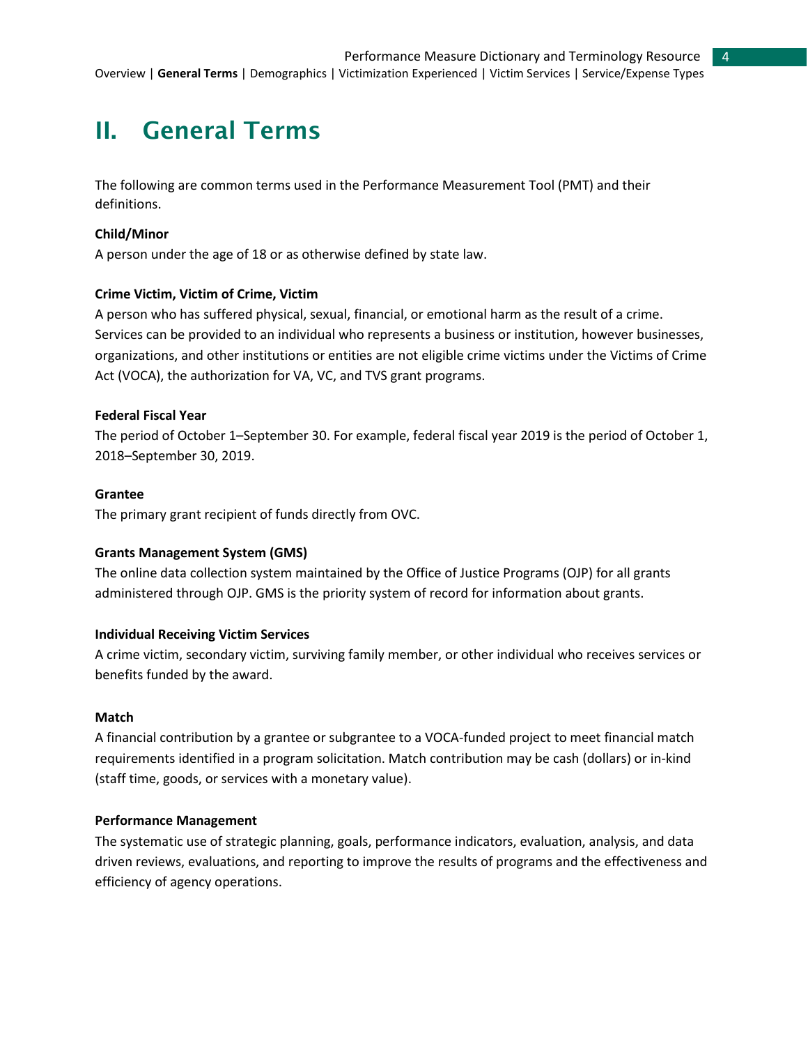# II. General Terms

The following are common terms used in the Performance Measurement Tool (PMT) and their definitions.

**Child/Minor**
A person under the age of 18 or as otherwise defined by state law.

**Crime Victim, Victim of Crime, Victim**
A person who has suffered physical, sexual, financial, or emotional harm as the result of a crime. Services can be provided to an individual who represents a business or institution, however businesses, organizations, and other institutions or entities are not eligible crime victims under the Victims of Crime Act (VOCA), the authorization for VA, VC, and TVS grant programs.

**Federal Fiscal Year**
The period of October 1–September 30. For example, federal fiscal year 2019 is the period of October 1, 2018–September 30, 2019.

**Grantee**
The primary grant recipient of funds directly from OVC.

**Grants Management System (GMS)**
The online data collection system maintained by the Office of Justice Programs (OJP) for all grants administered through OJP. GMS is the priority system of record for information about grants.

**Individual Receiving Victim Services**
A crime victim, secondary victim, surviving family member, or other individual who receives services or benefits funded by the award.

**Match**
A financial contribution by a grantee or subgrantee to a VOCA-funded project to meet financial match requirements identified in a program solicitation. Match contribution may be cash (dollars) or in-kind (staff time, goods, or services with a monetary value).

**Performance Management**
The systematic use of strategic planning, goals, performance indicators, evaluation, analysis, and data driven reviews, evaluations, and reporting to improve the results of programs and the effectiveness and efficiency of agency operations.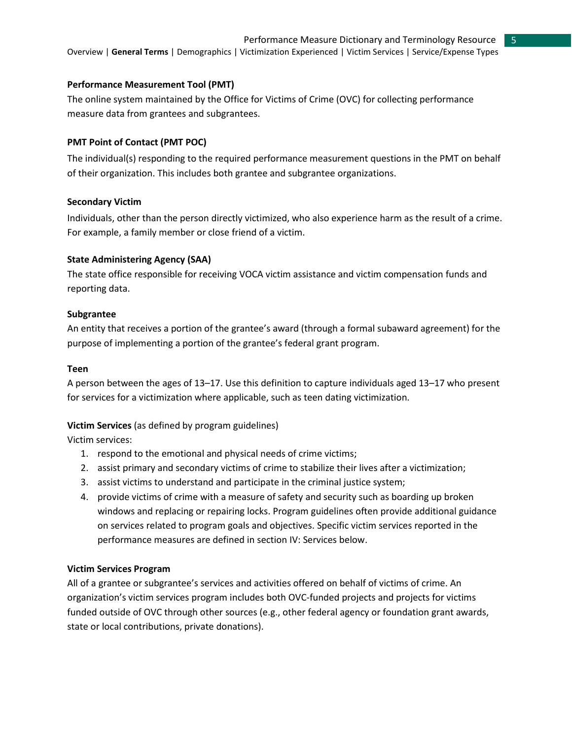**Performance Measurement Tool (PMT)**

The online system maintained by the Office for Victims of Crime (OVC) for collecting performance measure data from grantees and subgrantees.

**PMT Point of Contact (PMT POC)**

The individual(s) responding to the required performance measurement questions in the PMT on behalf of their organization. This includes both grantee and subgrantee organizations.

**Secondary Victim**

Individuals, other than the person directly victimized, who also experience harm as the result of a crime. For example, a family member or close friend of a victim.

**State Administering Agency (SAA)**

The state office responsible for receiving VOCA victim assistance and victim compensation funds and reporting data.

**Subgrantee**

An entity that receives a portion of the grantee's award (through a formal subaward agreement) for the purpose of implementing a portion of the grantee's federal grant program.

**Teen**

A person between the ages of 13–17. Use this definition to capture individuals aged 13–17 who present for services for a victimization where applicable, such as teen dating victimization.

**Victim Services** (as defined by program guidelines)

Victim services:

1. respond to the emotional and physical needs of crime victims;
2. assist primary and secondary victims of crime to stabilize their lives after a victimization;
3. assist victims to understand and participate in the criminal justice system;
4. provide victims of crime with a measure of safety and security such as boarding up broken windows and replacing or repairing locks. Program guidelines often provide additional guidance on services related to program goals and objectives. Specific victim services reported in the performance measures are defined in section IV: Services below.

**Victim Services Program**

All of a grantee or subgrantee's services and activities offered on behalf of victims of crime. An organization's victim services program includes both OVC-funded projects and projects for victims funded outside of OVC through other sources (e.g., other federal agency or foundation grant awards, state or local contributions, private donations).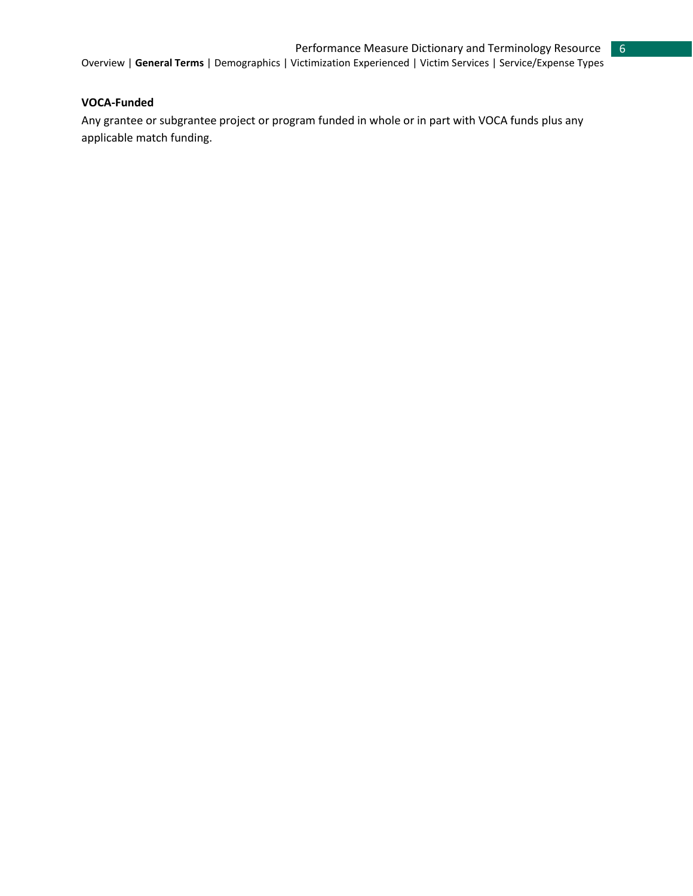**VOCA-Funded**

Any grantee or subgrantee project or program funded in whole or in part with VOCA funds plus any applicable match funding.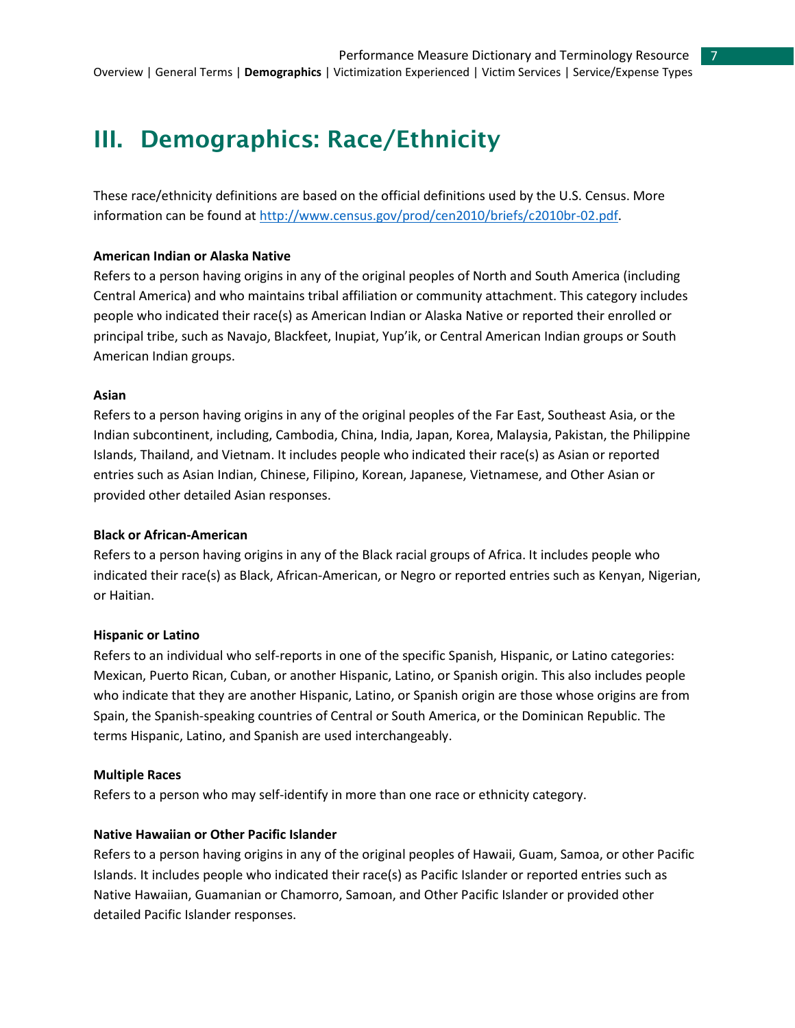# III. Demographics: Race/Ethnicity

These race/ethnicity definitions are based on the official definitions used by the U.S. Census. More information can be found at http://www.census.gov/prod/cen2010/briefs/c2010br-02.pdf.

**American Indian or Alaska Native**

Refers to a person having origins in any of the original peoples of North and South America (including Central America) and who maintains tribal affiliation or community attachment. This category includes people who indicated their race(s) as American Indian or Alaska Native or reported their enrolled or principal tribe, such as Navajo, Blackfeet, Inupiat, Yup'ik, or Central American Indian groups or South American Indian groups.

**Asian**

Refers to a person having origins in any of the original peoples of the Far East, Southeast Asia, or the Indian subcontinent, including, Cambodia, China, India, Japan, Korea, Malaysia, Pakistan, the Philippine Islands, Thailand, and Vietnam. It includes people who indicated their race(s) as Asian or reported entries such as Asian Indian, Chinese, Filipino, Korean, Japanese, Vietnamese, and Other Asian or provided other detailed Asian responses.

**Black or African-American**

Refers to a person having origins in any of the Black racial groups of Africa. It includes people who indicated their race(s) as Black, African-American, or Negro or reported entries such as Kenyan, Nigerian, or Haitian.

**Hispanic or Latino**

Refers to an individual who self-reports in one of the specific Spanish, Hispanic, or Latino categories: Mexican, Puerto Rican, Cuban, or another Hispanic, Latino, or Spanish origin. This also includes people who indicate that they are another Hispanic, Latino, or Spanish origin are those whose origins are from Spain, the Spanish-speaking countries of Central or South America, or the Dominican Republic. The terms Hispanic, Latino, and Spanish are used interchangeably.

**Multiple Races**

Refers to a person who may self-identify in more than one race or ethnicity category.

**Native Hawaiian or Other Pacific Islander**

Refers to a person having origins in any of the original peoples of Hawaii, Guam, Samoa, or other Pacific Islands. It includes people who indicated their race(s) as Pacific Islander or reported entries such as Native Hawaiian, Guamanian or Chamorro, Samoan, and Other Pacific Islander or provided other detailed Pacific Islander responses.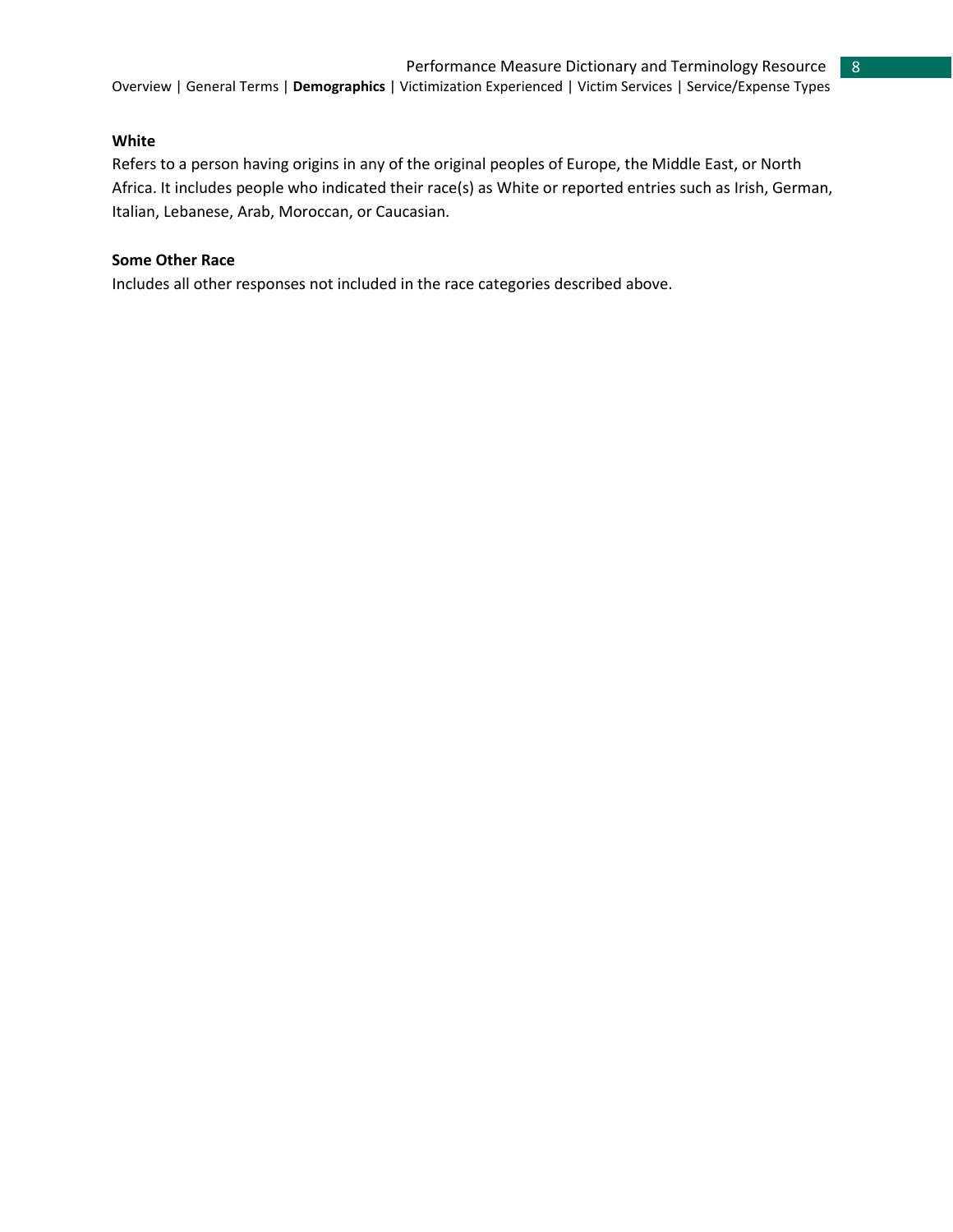**White**

Refers to a person having origins in any of the original peoples of Europe, the Middle East, or North Africa. It includes people who indicated their race(s) as White or reported entries such as Irish, German, Italian, Lebanese, Arab, Moroccan, or Caucasian.

**Some Other Race**

Includes all other responses not included in the race categories described above.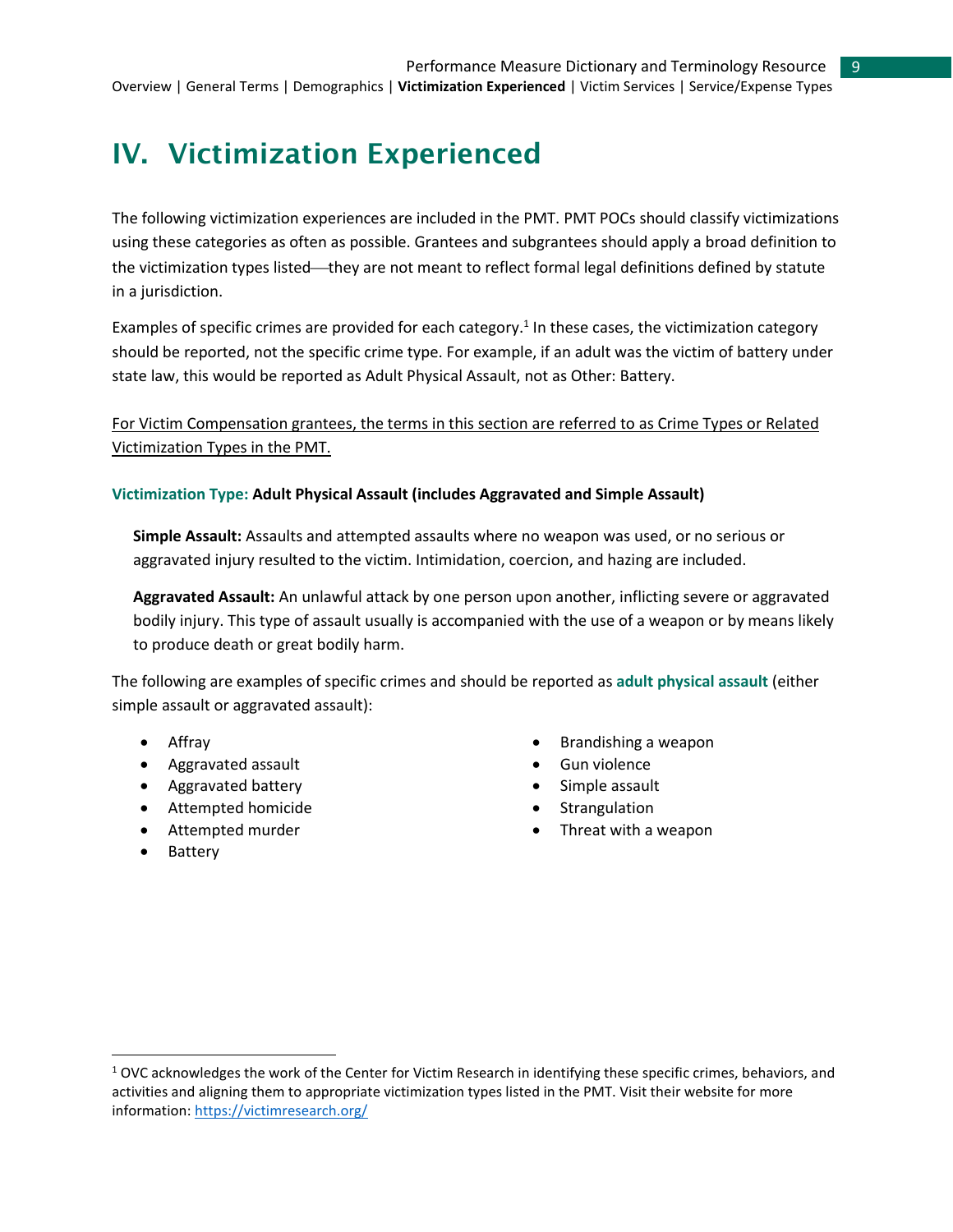# IV. Victimization Experienced

The following victimization experiences are included in the PMT. PMT POCs should classify victimizations using these categories as often as possible. Grantees and subgrantees should apply a broad definition to the victimization types listed—they are not meant to reflect formal legal definitions defined by statute in a jurisdiction.

Examples of specific crimes are provided for each category.[1] In these cases, the victimization category should be reported, not the specific crime type. For example, if an adult was the victim of battery under state law, this would be reported as Adult Physical Assault, not as Other: Battery.

<u>For Victim Compensation grantees, the terms in this section are referred to as Crime Types or Related Victimization Types in the PMT.</u>

### Victimization Type: **Adult Physical Assault (includes Aggravated and Simple Assault)**

**Simple Assault:** Assaults and attempted assaults where no weapon was used, or no serious or aggravated injury resulted to the victim. Intimidation, coercion, and hazing are included.

**Aggravated Assault:** An unlawful attack by one person upon another, inflicting severe or aggravated bodily injury. This type of assault usually is accompanied with the use of a weapon or by means likely to produce death or great bodily harm.

The following are examples of specific crimes and should be reported as **adult physical assault** (either simple assault or aggravated assault):

- Affray
- Aggravated assault
- Aggravated battery
- Attempted homicide
- Attempted murder
- Battery
- Brandishing a weapon
- Gun violence
- Simple assault
- Strangulation
- Threat with a weapon

---

[1] OVC acknowledges the work of the Center for Victim Research in identifying these specific crimes, behaviors, and activities and aligning them to appropriate victimization types listed in the PMT. Visit their website for more information: https://victimresearch.org/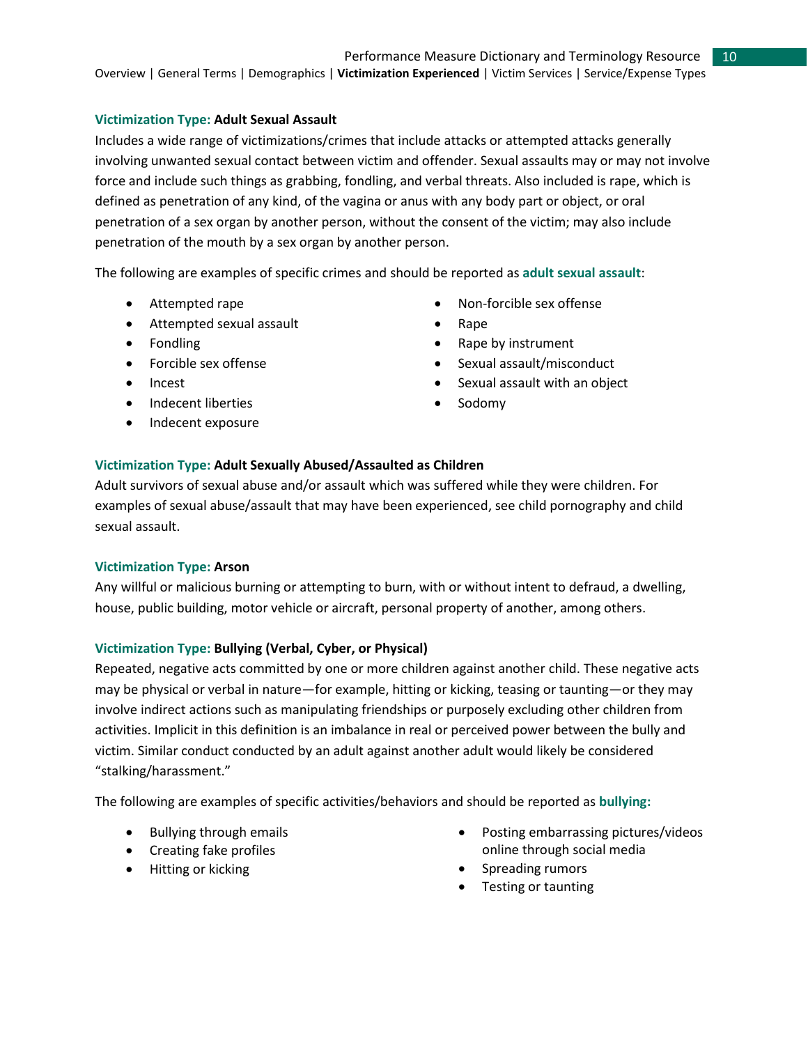### Victimization Type: Adult Sexual Assault

Includes a wide range of victimizations/crimes that include attacks or attempted attacks generally involving unwanted sexual contact between victim and offender. Sexual assaults may or may not involve force and include such things as grabbing, fondling, and verbal threats. Also included is rape, which is defined as penetration of any kind, of the vagina or anus with any body part or object, or oral penetration of a sex organ by another person, without the consent of the victim; may also include penetration of the mouth by a sex organ by another person.

The following are examples of specific crimes and should be reported as **adult sexual assault**:

- Attempted rape
- Attempted sexual assault
- Fondling
- Forcible sex offense
- Incest
- Indecent liberties
- Indecent exposure
- Non-forcible sex offense
- Rape
- Rape by instrument
- Sexual assault/misconduct
- Sexual assault with an object
- Sodomy

### Victimization Type: Adult Sexually Abused/Assaulted as Children

Adult survivors of sexual abuse and/or assault which was suffered while they were children. For examples of sexual abuse/assault that may have been experienced, see child pornography and child sexual assault.

### Victimization Type: Arson

Any willful or malicious burning or attempting to burn, with or without intent to defraud, a dwelling, house, public building, motor vehicle or aircraft, personal property of another, among others.

### Victimization Type: Bullying (Verbal, Cyber, or Physical)

Repeated, negative acts committed by one or more children against another child. These negative acts may be physical or verbal in nature—for example, hitting or kicking, teasing or taunting—or they may involve indirect actions such as manipulating friendships or purposely excluding other children from activities. Implicit in this definition is an imbalance in real or perceived power between the bully and victim. Similar conduct conducted by an adult against another adult would likely be considered "stalking/harassment."

The following are examples of specific activities/behaviors and should be reported as **bullying:**

- Bullying through emails
- Creating fake profiles
- Hitting or kicking
- Posting embarrassing pictures/videos online through social media
- Spreading rumors
- Testing or taunting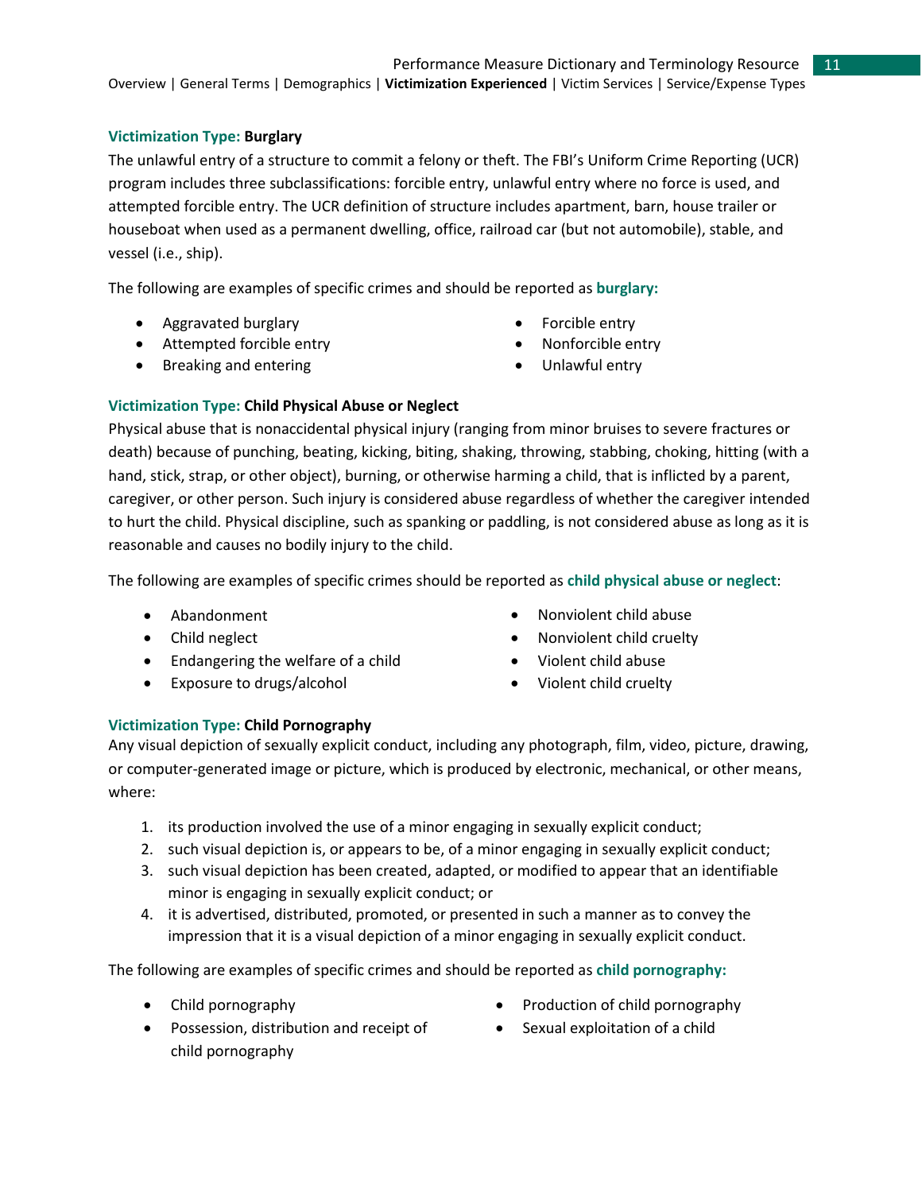### Victimization Type: Burglary

The unlawful entry of a structure to commit a felony or theft. The FBI's Uniform Crime Reporting (UCR) program includes three subclassifications: forcible entry, unlawful entry where no force is used, and attempted forcible entry. The UCR definition of structure includes apartment, barn, house trailer or houseboat when used as a permanent dwelling, office, railroad car (but not automobile), stable, and vessel (i.e., ship).

The following are examples of specific crimes and should be reported as **burglary:**

- Aggravated burglary
- Attempted forcible entry
- Breaking and entering
- Forcible entry
- Nonforcible entry
- Unlawful entry

### Victimization Type: Child Physical Abuse or Neglect

Physical abuse that is nonaccidental physical injury (ranging from minor bruises to severe fractures or death) because of punching, beating, kicking, biting, shaking, throwing, stabbing, choking, hitting (with a hand, stick, strap, or other object), burning, or otherwise harming a child, that is inflicted by a parent, caregiver, or other person. Such injury is considered abuse regardless of whether the caregiver intended to hurt the child. Physical discipline, such as spanking or paddling, is not considered abuse as long as it is reasonable and causes no bodily injury to the child.

The following are examples of specific crimes should be reported as **child physical abuse or neglect**:

- Abandonment
- Child neglect
- Endangering the welfare of a child
- Exposure to drugs/alcohol
- Nonviolent child abuse
- Nonviolent child cruelty
- Violent child abuse
- Violent child cruelty

### Victimization Type: Child Pornography

Any visual depiction of sexually explicit conduct, including any photograph, film, video, picture, drawing, or computer-generated image or picture, which is produced by electronic, mechanical, or other means, where:

1. its production involved the use of a minor engaging in sexually explicit conduct;
2. such visual depiction is, or appears to be, of a minor engaging in sexually explicit conduct;
3. such visual depiction has been created, adapted, or modified to appear that an identifiable minor is engaging in sexually explicit conduct; or
4. it is advertised, distributed, promoted, or presented in such a manner as to convey the impression that it is a visual depiction of a minor engaging in sexually explicit conduct.

The following are examples of specific crimes and should be reported as **child pornography:**

- Child pornography
- Possession, distribution and receipt of child pornography
- Production of child pornography
- Sexual exploitation of a child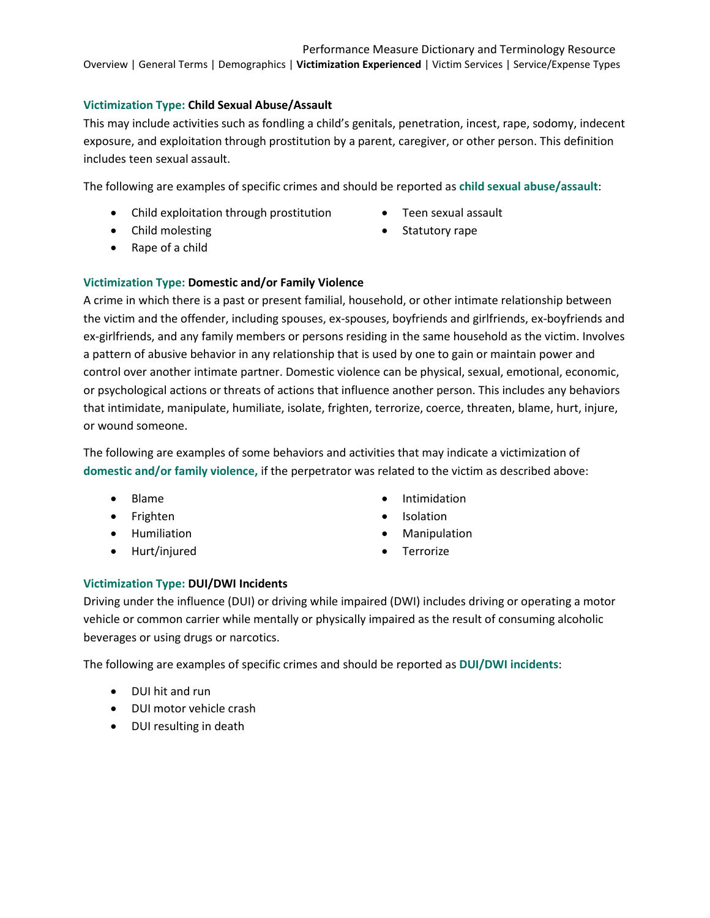### Victimization Type: Child Sexual Abuse/Assault

This may include activities such as fondling a child's genitals, penetration, incest, rape, sodomy, indecent exposure, and exploitation through prostitution by a parent, caregiver, or other person. This definition includes teen sexual assault.

The following are examples of specific crimes and should be reported as **child sexual abuse/assault**:

- Child exploitation through prostitution
- Child molesting
- Rape of a child
- Teen sexual assault
- Statutory rape

### Victimization Type: Domestic and/or Family Violence

A crime in which there is a past or present familial, household, or other intimate relationship between the victim and the offender, including spouses, ex-spouses, boyfriends and girlfriends, ex-boyfriends and ex-girlfriends, and any family members or persons residing in the same household as the victim. Involves a pattern of abusive behavior in any relationship that is used by one to gain or maintain power and control over another intimate partner. Domestic violence can be physical, sexual, emotional, economic, or psychological actions or threats of actions that influence another person. This includes any behaviors that intimidate, manipulate, humiliate, isolate, frighten, terrorize, coerce, threaten, blame, hurt, injure, or wound someone.

The following are examples of some behaviors and activities that may indicate a victimization of **domestic and/or family violence,** if the perpetrator was related to the victim as described above:

- Blame
- Frighten
- Humiliation
- Hurt/injured
- Intimidation
- Isolation
- Manipulation
- Terrorize

### Victimization Type: DUI/DWI Incidents

Driving under the influence (DUI) or driving while impaired (DWI) includes driving or operating a motor vehicle or common carrier while mentally or physically impaired as the result of consuming alcoholic beverages or using drugs or narcotics.

The following are examples of specific crimes and should be reported as **DUI/DWI incidents**:

- DUI hit and run
- DUI motor vehicle crash
- DUI resulting in death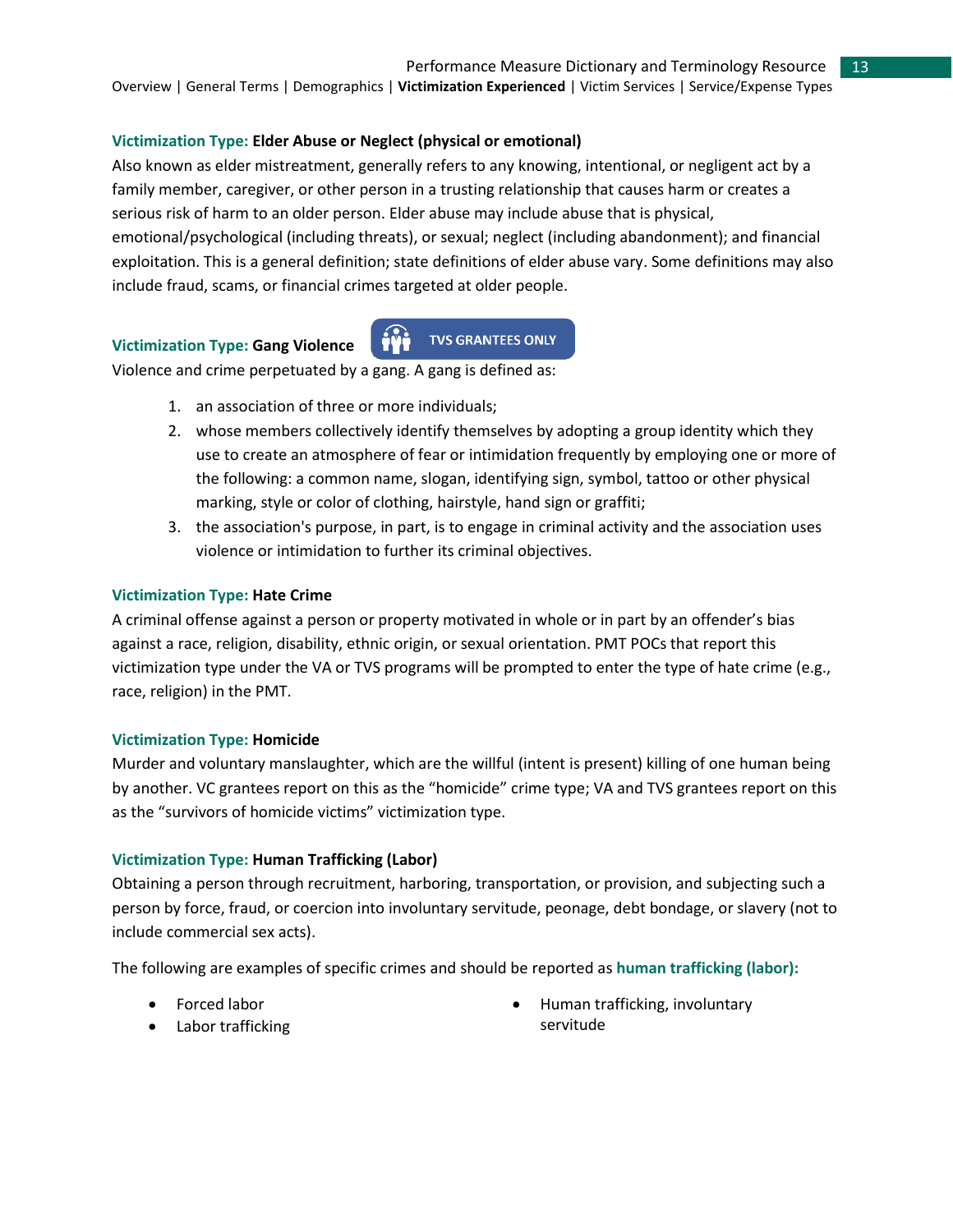### Victimization Type: Elder Abuse or Neglect (physical or emotional)

Also known as elder mistreatment, generally refers to any knowing, intentional, or negligent act by a family member, caregiver, or other person in a trusting relationship that causes harm or creates a serious risk of harm to an older person. Elder abuse may include abuse that is physical, emotional/psychological (including threats), or sexual; neglect (including abandonment); and financial exploitation. This is a general definition; state definitions of elder abuse vary. Some definitions may also include fraud, scams, or financial crimes targeted at older people.

### Victimization Type: Gang Violence

TVS GRANTEES ONLY

Violence and crime perpetuated by a gang. A gang is defined as:

1. an association of three or more individuals;
2. whose members collectively identify themselves by adopting a group identity which they use to create an atmosphere of fear or intimidation frequently by employing one or more of the following: a common name, slogan, identifying sign, symbol, tattoo or other physical marking, style or color of clothing, hairstyle, hand sign or graffiti;
3. the association's purpose, in part, is to engage in criminal activity and the association uses violence or intimidation to further its criminal objectives.

### Victimization Type: Hate Crime

A criminal offense against a person or property motivated in whole or in part by an offender's bias against a race, religion, disability, ethnic origin, or sexual orientation. PMT POCs that report this victimization type under the VA or TVS programs will be prompted to enter the type of hate crime (e.g., race, religion) in the PMT.

### Victimization Type: Homicide

Murder and voluntary manslaughter, which are the willful (intent is present) killing of one human being by another. VC grantees report on this as the "homicide" crime type; VA and TVS grantees report on this as the "survivors of homicide victims" victimization type.

### Victimization Type: Human Trafficking (Labor)

Obtaining a person through recruitment, harboring, transportation, or provision, and subjecting such a person by force, fraud, or coercion into involuntary servitude, peonage, debt bondage, or slavery (not to include commercial sex acts).

The following are examples of specific crimes and should be reported as **human trafficking (labor):**

- Forced labor
- Labor trafficking
- Human trafficking, involuntary servitude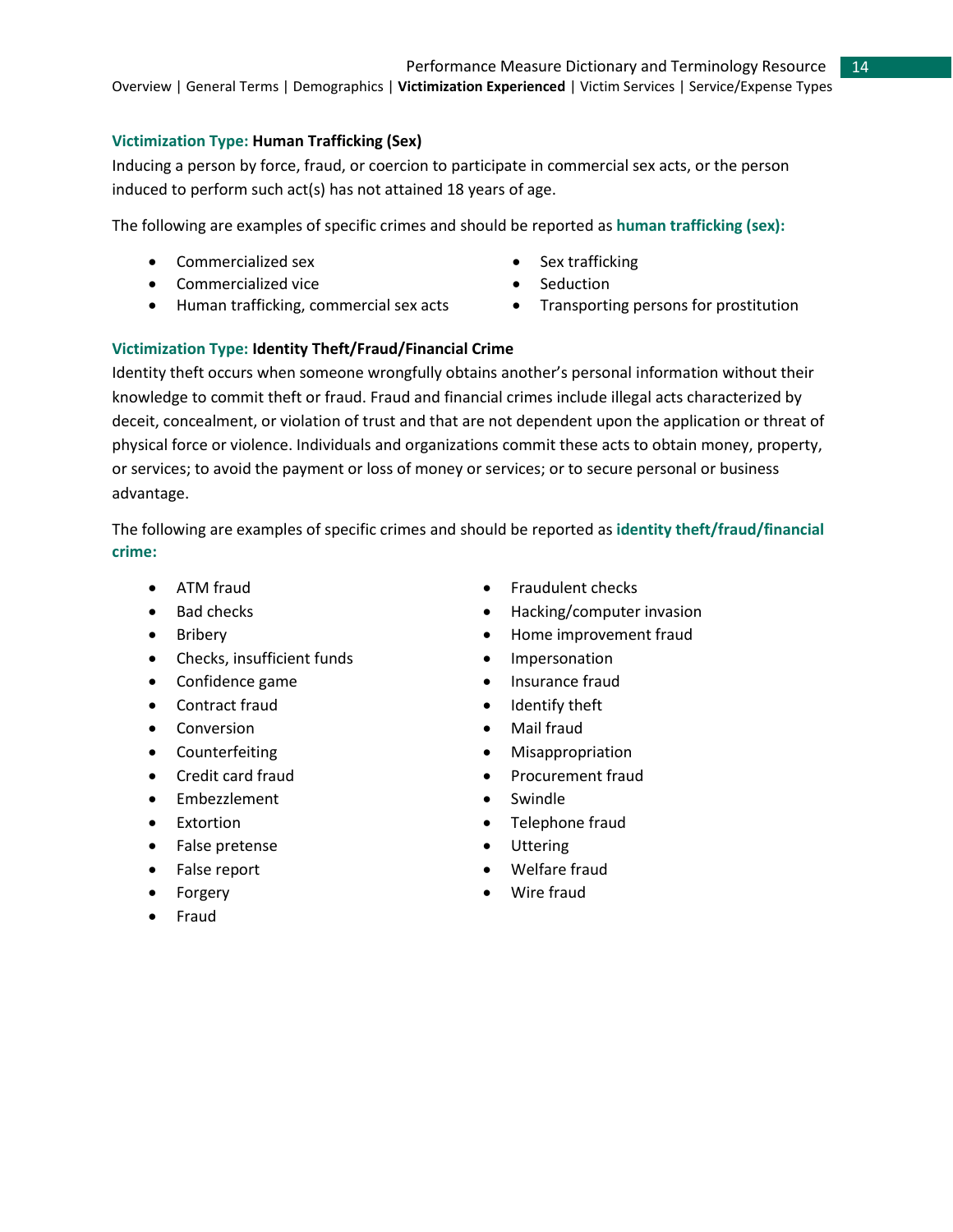**Victimization Type: Human Trafficking (Sex)**

Inducing a person by force, fraud, or coercion to participate in commercial sex acts, or the person induced to perform such act(s) has not attained 18 years of age.

The following are examples of specific crimes and should be reported as **human trafficking (sex):**

- Commercialized sex
- Commercialized vice
- Human trafficking, commercial sex acts
- Sex trafficking
- Seduction
- Transporting persons for prostitution

**Victimization Type: Identity Theft/Fraud/Financial Crime**

Identity theft occurs when someone wrongfully obtains another's personal information without their knowledge to commit theft or fraud. Fraud and financial crimes include illegal acts characterized by deceit, concealment, or violation of trust and that are not dependent upon the application or threat of physical force or violence. Individuals and organizations commit these acts to obtain money, property, or services; to avoid the payment or loss of money or services; or to secure personal or business advantage.

The following are examples of specific crimes and should be reported as **identity theft/fraud/financial crime:**

- ATM fraud
- Bad checks
- Bribery
- Checks, insufficient funds
- Confidence game
- Contract fraud
- Conversion
- Counterfeiting
- Credit card fraud
- Embezzlement
- Extortion
- False pretense
- False report
- Forgery
- Fraud
- Fraudulent checks
- Hacking/computer invasion
- Home improvement fraud
- Impersonation
- Insurance fraud
- Identify theft
- Mail fraud
- Misappropriation
- Procurement fraud
- Swindle
- Telephone fraud
- Uttering
- Welfare fraud
- Wire fraud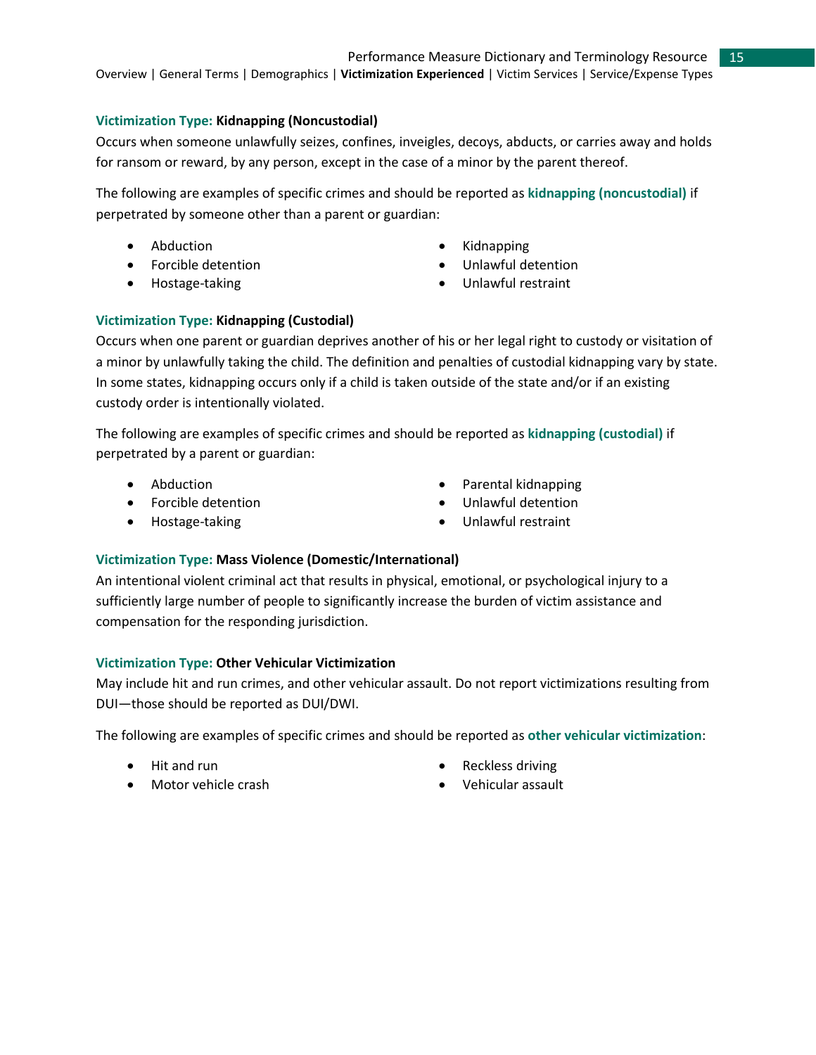### Victimization Type: **Kidnapping (Noncustodial)**

Occurs when someone unlawfully seizes, confines, inveigles, decoys, abducts, or carries away and holds for ransom or reward, by any person, except in the case of a minor by the parent thereof.

The following are examples of specific crimes and should be reported as **kidnapping (noncustodial)** if perpetrated by someone other than a parent or guardian:

- Abduction
- Forcible detention
- Hostage-taking
- Kidnapping
- Unlawful detention
- Unlawful restraint

### Victimization Type: **Kidnapping (Custodial)**

Occurs when one parent or guardian deprives another of his or her legal right to custody or visitation of a minor by unlawfully taking the child. The definition and penalties of custodial kidnapping vary by state. In some states, kidnapping occurs only if a child is taken outside of the state and/or if an existing custody order is intentionally violated.

The following are examples of specific crimes and should be reported as **kidnapping (custodial)** if perpetrated by a parent or guardian:

- Abduction
- Forcible detention
- Hostage-taking
- Parental kidnapping
- Unlawful detention
- Unlawful restraint

### Victimization Type: **Mass Violence (Domestic/International)**

An intentional violent criminal act that results in physical, emotional, or psychological injury to a sufficiently large number of people to significantly increase the burden of victim assistance and compensation for the responding jurisdiction.

### Victimization Type: **Other Vehicular Victimization**

May include hit and run crimes, and other vehicular assault. Do not report victimizations resulting from DUI—those should be reported as DUI/DWI.

The following are examples of specific crimes and should be reported as **other vehicular victimization**:

- Hit and run
- Motor vehicle crash
- Reckless driving
- Vehicular assault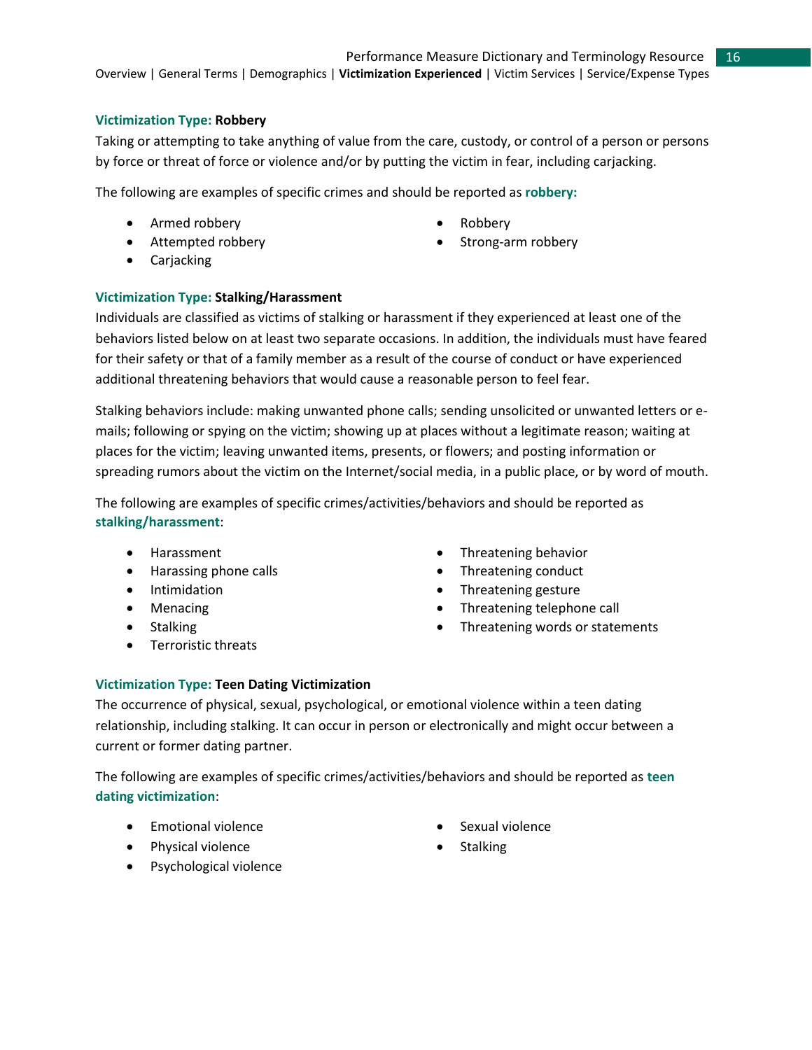### Victimization Type: **Robbery**

Taking or attempting to take anything of value from the care, custody, or control of a person or persons by force or threat of force or violence and/or by putting the victim in fear, including carjacking.

The following are examples of specific crimes and should be reported as **robbery:**

- Armed robbery
- Attempted robbery
- Carjacking
- Robbery
- Strong-arm robbery

### Victimization Type: **Stalking/Harassment**

Individuals are classified as victims of stalking or harassment if they experienced at least one of the behaviors listed below on at least two separate occasions. In addition, the individuals must have feared for their safety or that of a family member as a result of the course of conduct or have experienced additional threatening behaviors that would cause a reasonable person to feel fear.

Stalking behaviors include: making unwanted phone calls; sending unsolicited or unwanted letters or e-mails; following or spying on the victim; showing up at places without a legitimate reason; waiting at places for the victim; leaving unwanted items, presents, or flowers; and posting information or spreading rumors about the victim on the Internet/social media, in a public place, or by word of mouth.

The following are examples of specific crimes/activities/behaviors and should be reported as **stalking/harassment**:

- Harassment
- Harassing phone calls
- Intimidation
- Menacing
- Stalking
- Terroristic threats
- Threatening behavior
- Threatening conduct
- Threatening gesture
- Threatening telephone call
- Threatening words or statements

### Victimization Type: **Teen Dating Victimization**

The occurrence of physical, sexual, psychological, or emotional violence within a teen dating relationship, including stalking. It can occur in person or electronically and might occur between a current or former dating partner.

The following are examples of specific crimes/activities/behaviors and should be reported as **teen dating victimization**:

- Emotional violence
- Physical violence
- Psychological violence
- Sexual violence
- Stalking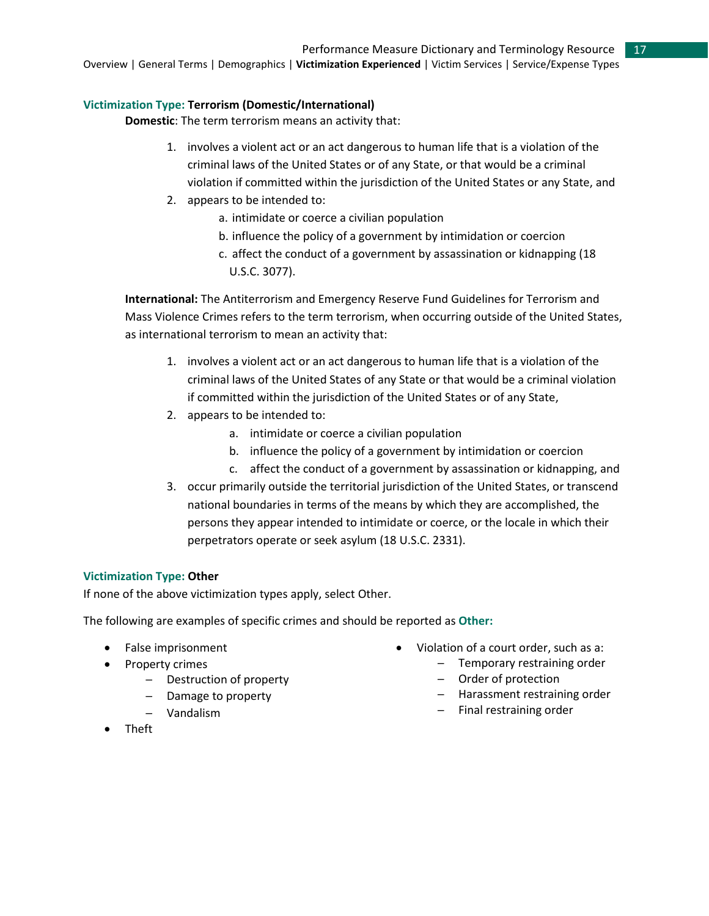### Victimization Type: **Terrorism (Domestic/International)**

**Domestic**: The term terrorism means an activity that:

1. involves a violent act or an act dangerous to human life that is a violation of the criminal laws of the United States or of any State, or that would be a criminal violation if committed within the jurisdiction of the United States or any State, and
2. appears to be intended to:
   a. intimidate or coerce a civilian population
   b. influence the policy of a government by intimidation or coercion
   c. affect the conduct of a government by assassination or kidnapping (18 U.S.C. 3077).

**International:** The Antiterrorism and Emergency Reserve Fund Guidelines for Terrorism and Mass Violence Crimes refers to the term terrorism, when occurring outside of the United States, as international terrorism to mean an activity that:

1. involves a violent act or an act dangerous to human life that is a violation of the criminal laws of the United States of any State or that would be a criminal violation if committed within the jurisdiction of the United States or of any State,
2. appears to be intended to:
   a. intimidate or coerce a civilian population
   b. influence the policy of a government by intimidation or coercion
   c. affect the conduct of a government by assassination or kidnapping, and
3. occur primarily outside the territorial jurisdiction of the United States, or transcend national boundaries in terms of the means by which they are accomplished, the persons they appear intended to intimidate or coerce, or the locale in which their perpetrators operate or seek asylum (18 U.S.C. 2331).

### Victimization Type: **Other**

If none of the above victimization types apply, select Other.

The following are examples of specific crimes and should be reported as **Other:**

- False imprisonment
- Property crimes
  - Destruction of property
  - Damage to property
  - Vandalism
- Theft
- Violation of a court order, such as a:
  - Temporary restraining order
  - Order of protection
  - Harassment restraining order
  - Final restraining order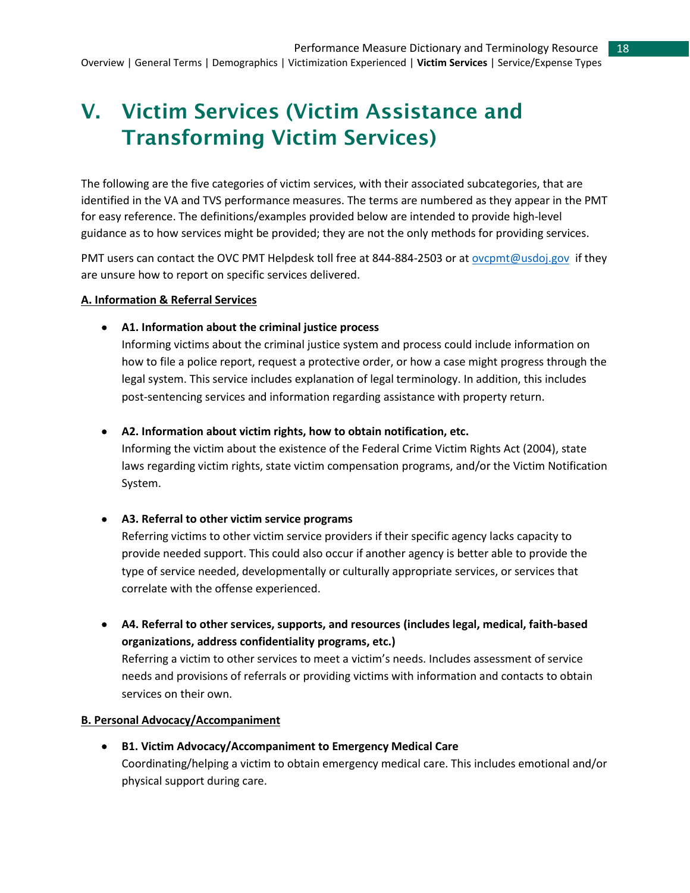# V. Victim Services (Victim Assistance and Transforming Victim Services)

The following are the five categories of victim services, with their associated subcategories, that are identified in the VA and TVS performance measures. The terms are numbered as they appear in the PMT for easy reference. The definitions/examples provided below are intended to provide high-level guidance as to how services might be provided; they are not the only methods for providing services.

PMT users can contact the OVC PMT Helpdesk toll free at 844-884-2503 or at ovcpmt@usdoj.gov if they are unsure how to report on specific services delivered.

**A. Information & Referral Services**

- **A1. Information about the criminal justice process**
  Informing victims about the criminal justice system and process could include information on how to file a police report, request a protective order, or how a case might progress through the legal system. This service includes explanation of legal terminology. In addition, this includes post-sentencing services and information regarding assistance with property return.

- **A2. Information about victim rights, how to obtain notification, etc.**
  Informing the victim about the existence of the Federal Crime Victim Rights Act (2004), state laws regarding victim rights, state victim compensation programs, and/or the Victim Notification System.

- **A3. Referral to other victim service programs**
  Referring victims to other victim service providers if their specific agency lacks capacity to provide needed support. This could also occur if another agency is better able to provide the type of service needed, developmentally or culturally appropriate services, or services that correlate with the offense experienced.

- **A4. Referral to other services, supports, and resources (includes legal, medical, faith-based organizations, address confidentiality programs, etc.)**
  Referring a victim to other services to meet a victim's needs. Includes assessment of service needs and provisions of referrals or providing victims with information and contacts to obtain services on their own.

**B. Personal Advocacy/Accompaniment**

- **B1. Victim Advocacy/Accompaniment to Emergency Medical Care**
  Coordinating/helping a victim to obtain emergency medical care. This includes emotional and/or physical support during care.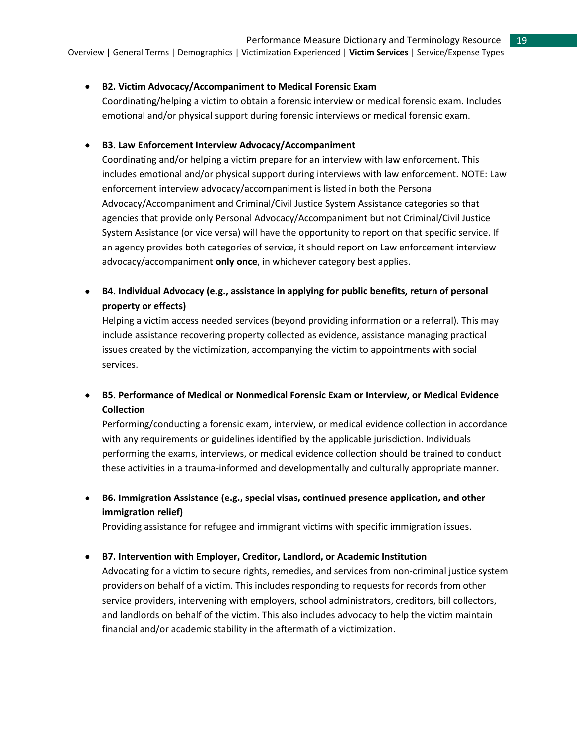- **B2. Victim Advocacy/Accompaniment to Medical Forensic Exam**
  Coordinating/helping a victim to obtain a forensic interview or medical forensic exam. Includes emotional and/or physical support during forensic interviews or medical forensic exam.

- **B3. Law Enforcement Interview Advocacy/Accompaniment**
  Coordinating and/or helping a victim prepare for an interview with law enforcement. This includes emotional and/or physical support during interviews with law enforcement. NOTE: Law enforcement interview advocacy/accompaniment is listed in both the Personal Advocacy/Accompaniment and Criminal/Civil Justice System Assistance categories so that agencies that provide only Personal Advocacy/Accompaniment but not Criminal/Civil Justice System Assistance (or vice versa) will have the opportunity to report on that specific service. If an agency provides both categories of service, it should report on Law enforcement interview advocacy/accompaniment **only once**, in whichever category best applies.

- **B4. Individual Advocacy (e.g., assistance in applying for public benefits, return of personal property or effects)**
  Helping a victim access needed services (beyond providing information or a referral). This may include assistance recovering property collected as evidence, assistance managing practical issues created by the victimization, accompanying the victim to appointments with social services.

- **B5. Performance of Medical or Nonmedical Forensic Exam or Interview, or Medical Evidence Collection**
  Performing/conducting a forensic exam, interview, or medical evidence collection in accordance with any requirements or guidelines identified by the applicable jurisdiction. Individuals performing the exams, interviews, or medical evidence collection should be trained to conduct these activities in a trauma-informed and developmentally and culturally appropriate manner.

- **B6. Immigration Assistance (e.g., special visas, continued presence application, and other immigration relief)**
  Providing assistance for refugee and immigrant victims with specific immigration issues.

- **B7. Intervention with Employer, Creditor, Landlord, or Academic Institution**
  Advocating for a victim to secure rights, remedies, and services from non-criminal justice system providers on behalf of a victim. This includes responding to requests for records from other service providers, intervening with employers, school administrators, creditors, bill collectors, and landlords on behalf of the victim. This also includes advocacy to help the victim maintain financial and/or academic stability in the aftermath of a victimization.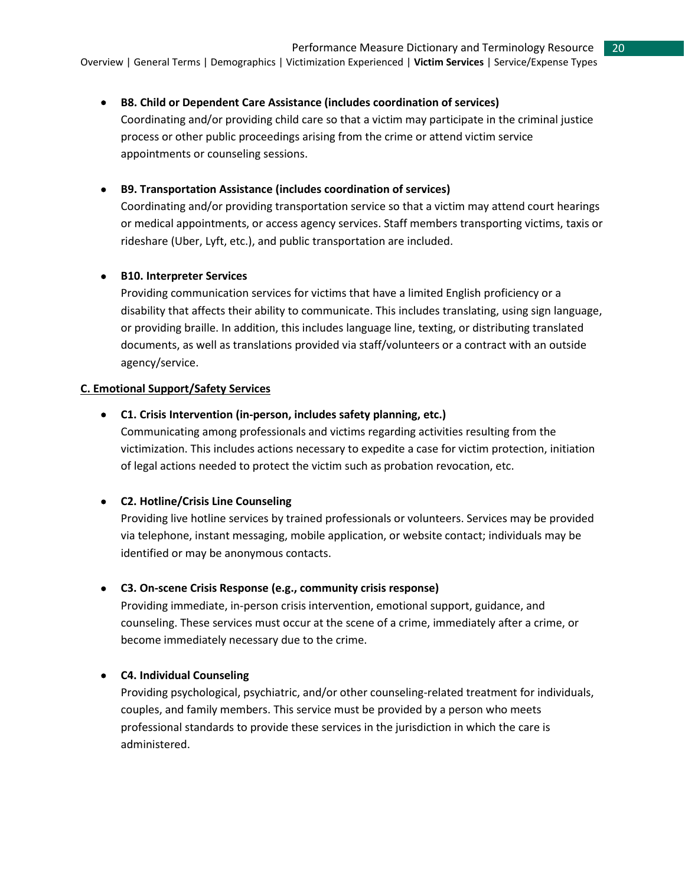- **B8. Child or Dependent Care Assistance (includes coordination of services)**
  Coordinating and/or providing child care so that a victim may participate in the criminal justice process or other public proceedings arising from the crime or attend victim service appointments or counseling sessions.

- **B9. Transportation Assistance (includes coordination of services)**
  Coordinating and/or providing transportation service so that a victim may attend court hearings or medical appointments, or access agency services. Staff members transporting victims, taxis or rideshare (Uber, Lyft, etc.), and public transportation are included.

- **B10. Interpreter Services**
  Providing communication services for victims that have a limited English proficiency or a disability that affects their ability to communicate. This includes translating, using sign language, or providing braille. In addition, this includes language line, texting, or distributing translated documents, as well as translations provided via staff/volunteers or a contract with an outside agency/service.

**C. Emotional Support/Safety Services**

- **C1. Crisis Intervention (in-person, includes safety planning, etc.)**
  Communicating among professionals and victims regarding activities resulting from the victimization. This includes actions necessary to expedite a case for victim protection, initiation of legal actions needed to protect the victim such as probation revocation, etc.

- **C2. Hotline/Crisis Line Counseling**
  Providing live hotline services by trained professionals or volunteers. Services may be provided via telephone, instant messaging, mobile application, or website contact; individuals may be identified or may be anonymous contacts.

- **C3. On-scene Crisis Response (e.g., community crisis response)**
  Providing immediate, in-person crisis intervention, emotional support, guidance, and counseling. These services must occur at the scene of a crime, immediately after a crime, or become immediately necessary due to the crime.

- **C4. Individual Counseling**
  Providing psychological, psychiatric, and/or other counseling-related treatment for individuals, couples, and family members. This service must be provided by a person who meets professional standards to provide these services in the jurisdiction in which the care is administered.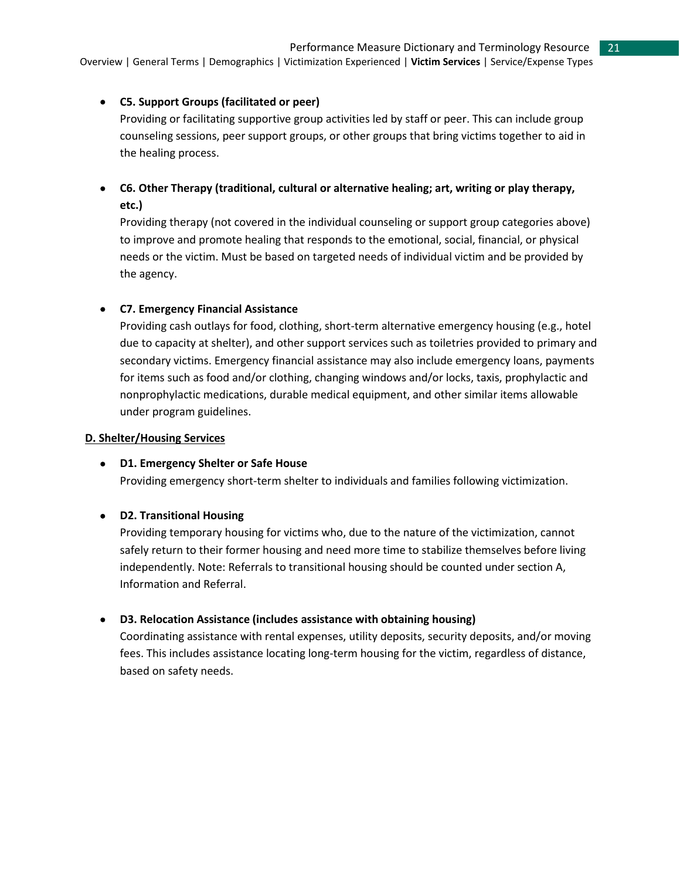- **C5. Support Groups (facilitated or peer)**
  Providing or facilitating supportive group activities led by staff or peer. This can include group counseling sessions, peer support groups, or other groups that bring victims together to aid in the healing process.

- **C6. Other Therapy (traditional, cultural or alternative healing; art, writing or play therapy, etc.)**
  Providing therapy (not covered in the individual counseling or support group categories above) to improve and promote healing that responds to the emotional, social, financial, or physical needs or the victim. Must be based on targeted needs of individual victim and be provided by the agency.

- **C7. Emergency Financial Assistance**
  Providing cash outlays for food, clothing, short-term alternative emergency housing (e.g., hotel due to capacity at shelter), and other support services such as toiletries provided to primary and secondary victims. Emergency financial assistance may also include emergency loans, payments for items such as food and/or clothing, changing windows and/or locks, taxis, prophylactic and nonprophylactic medications, durable medical equipment, and other similar items allowable under program guidelines.

**D. Shelter/Housing Services**

- **D1. Emergency Shelter or Safe House**
  Providing emergency short-term shelter to individuals and families following victimization.

- **D2. Transitional Housing**
  Providing temporary housing for victims who, due to the nature of the victimization, cannot safely return to their former housing and need more time to stabilize themselves before living independently. Note: Referrals to transitional housing should be counted under section A, Information and Referral.

- **D3. Relocation Assistance (includes assistance with obtaining housing)**
  Coordinating assistance with rental expenses, utility deposits, security deposits, and/or moving fees. This includes assistance locating long-term housing for the victim, regardless of distance, based on safety needs.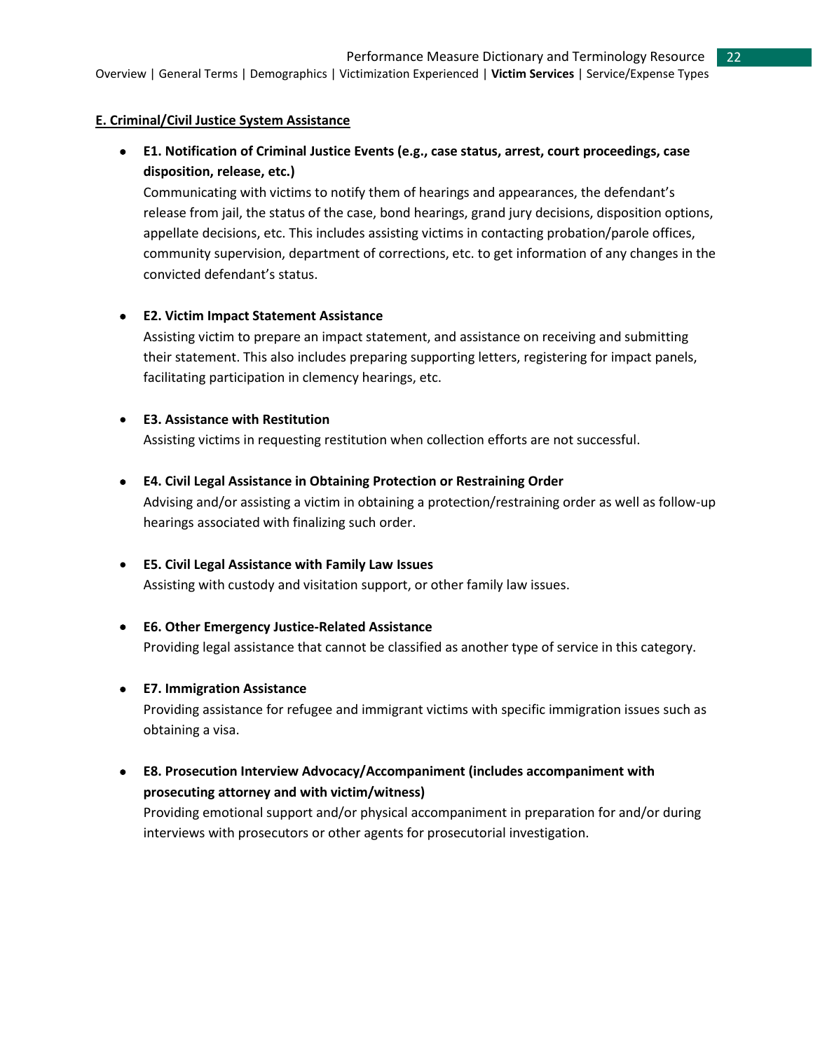**E. Criminal/Civil Justice System Assistance**

- **E1. Notification of Criminal Justice Events (e.g., case status, arrest, court proceedings, case disposition, release, etc.)**
  Communicating with victims to notify them of hearings and appearances, the defendant's release from jail, the status of the case, bond hearings, grand jury decisions, disposition options, appellate decisions, etc. This includes assisting victims in contacting probation/parole offices, community supervision, department of corrections, etc. to get information of any changes in the convicted defendant's status.

- **E2. Victim Impact Statement Assistance**
  Assisting victim to prepare an impact statement, and assistance on receiving and submitting their statement. This also includes preparing supporting letters, registering for impact panels, facilitating participation in clemency hearings, etc.

- **E3. Assistance with Restitution**
  Assisting victims in requesting restitution when collection efforts are not successful.

- **E4. Civil Legal Assistance in Obtaining Protection or Restraining Order**
  Advising and/or assisting a victim in obtaining a protection/restraining order as well as follow-up hearings associated with finalizing such order.

- **E5. Civil Legal Assistance with Family Law Issues**
  Assisting with custody and visitation support, or other family law issues.

- **E6. Other Emergency Justice-Related Assistance**
  Providing legal assistance that cannot be classified as another type of service in this category.

- **E7. Immigration Assistance**
  Providing assistance for refugee and immigrant victims with specific immigration issues such as obtaining a visa.

- **E8. Prosecution Interview Advocacy/Accompaniment (includes accompaniment with prosecuting attorney and with victim/witness)**
  Providing emotional support and/or physical accompaniment in preparation for and/or during interviews with prosecutors or other agents for prosecutorial investigation.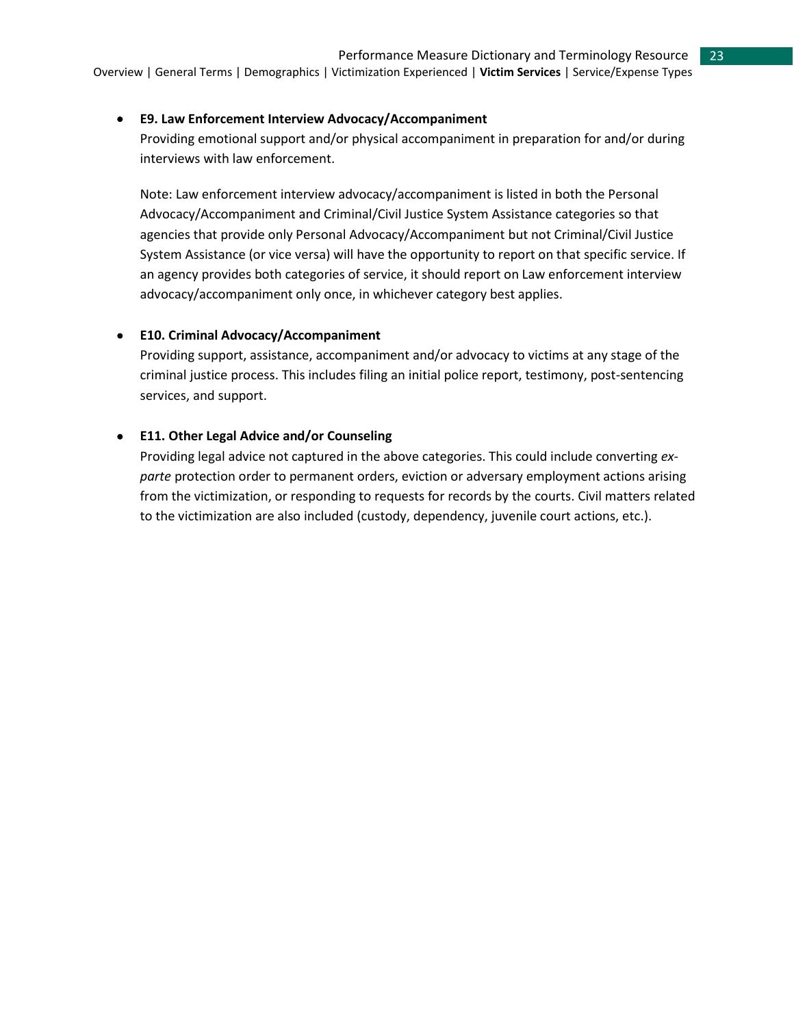- **E9. Law Enforcement Interview Advocacy/Accompaniment**
  Providing emotional support and/or physical accompaniment in preparation for and/or during interviews with law enforcement.

  Note: Law enforcement interview advocacy/accompaniment is listed in both the Personal Advocacy/Accompaniment and Criminal/Civil Justice System Assistance categories so that agencies that provide only Personal Advocacy/Accompaniment but not Criminal/Civil Justice System Assistance (or vice versa) will have the opportunity to report on that specific service. If an agency provides both categories of service, it should report on Law enforcement interview advocacy/accompaniment only once, in whichever category best applies.

- **E10. Criminal Advocacy/Accompaniment**
  Providing support, assistance, accompaniment and/or advocacy to victims at any stage of the criminal justice process. This includes filing an initial police report, testimony, post-sentencing services, and support.

- **E11. Other Legal Advice and/or Counseling**
  Providing legal advice not captured in the above categories. This could include converting *ex-parte* protection order to permanent orders, eviction or adversary employment actions arising from the victimization, or responding to requests for records by the courts. Civil matters related to the victimization are also included (custody, dependency, juvenile court actions, etc.).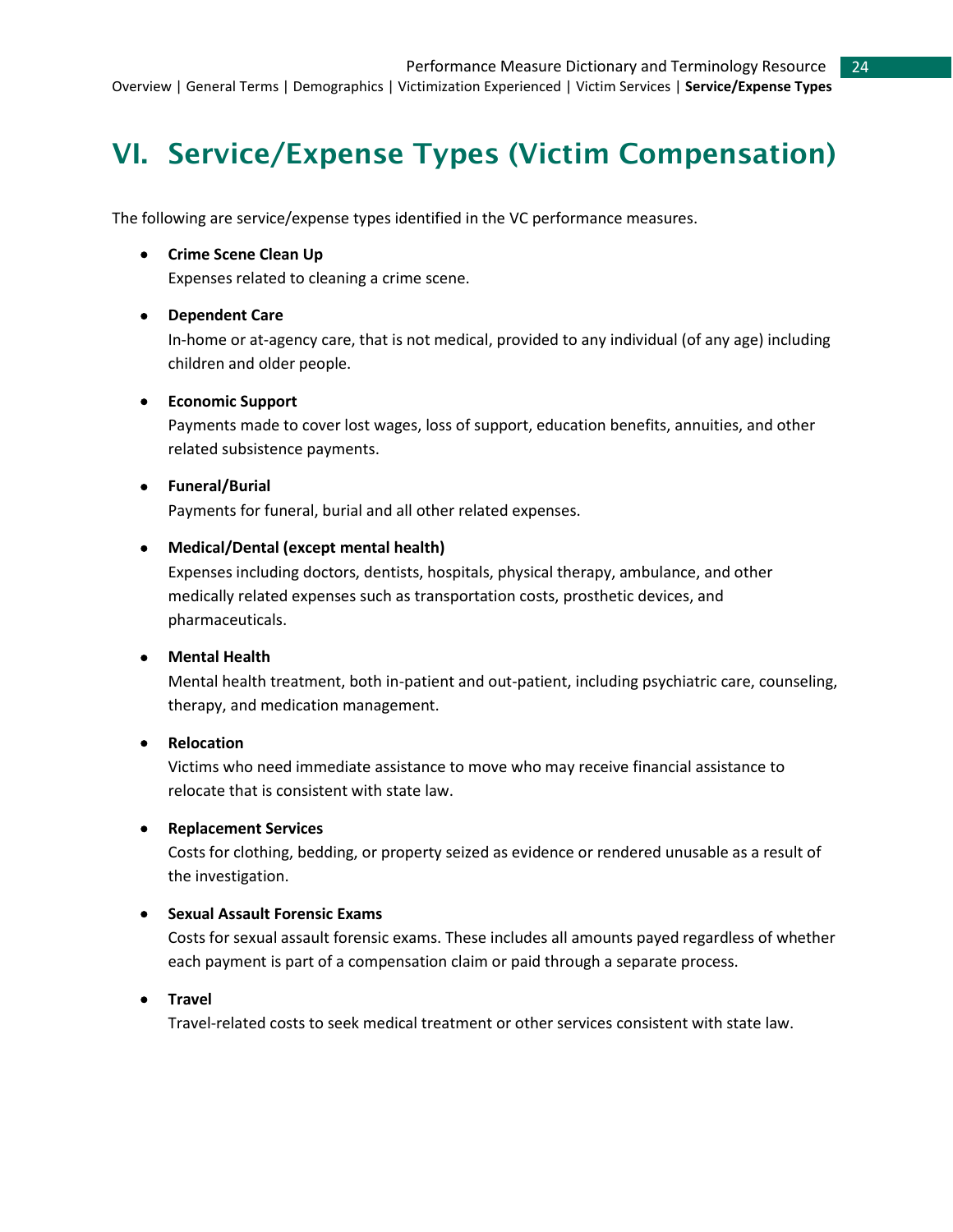# VI. Service/Expense Types (Victim Compensation)

The following are service/expense types identified in the VC performance measures.

- **Crime Scene Clean Up**
  Expenses related to cleaning a crime scene.

- **Dependent Care**
  In-home or at-agency care, that is not medical, provided to any individual (of any age) including children and older people.

- **Economic Support**
  Payments made to cover lost wages, loss of support, education benefits, annuities, and other related subsistence payments.

- **Funeral/Burial**
  Payments for funeral, burial and all other related expenses.

- **Medical/Dental (except mental health)**
  Expenses including doctors, dentists, hospitals, physical therapy, ambulance, and other medically related expenses such as transportation costs, prosthetic devices, and pharmaceuticals.

- **Mental Health**
  Mental health treatment, both in-patient and out-patient, including psychiatric care, counseling, therapy, and medication management.

- **Relocation**
  Victims who need immediate assistance to move who may receive financial assistance to relocate that is consistent with state law.

- **Replacement Services**
  Costs for clothing, bedding, or property seized as evidence or rendered unusable as a result of the investigation.

- **Sexual Assault Forensic Exams**
  Costs for sexual assault forensic exams. These includes all amounts payed regardless of whether each payment is part of a compensation claim or paid through a separate process.

- **Travel**
  Travel-related costs to seek medical treatment or other services consistent with state law.